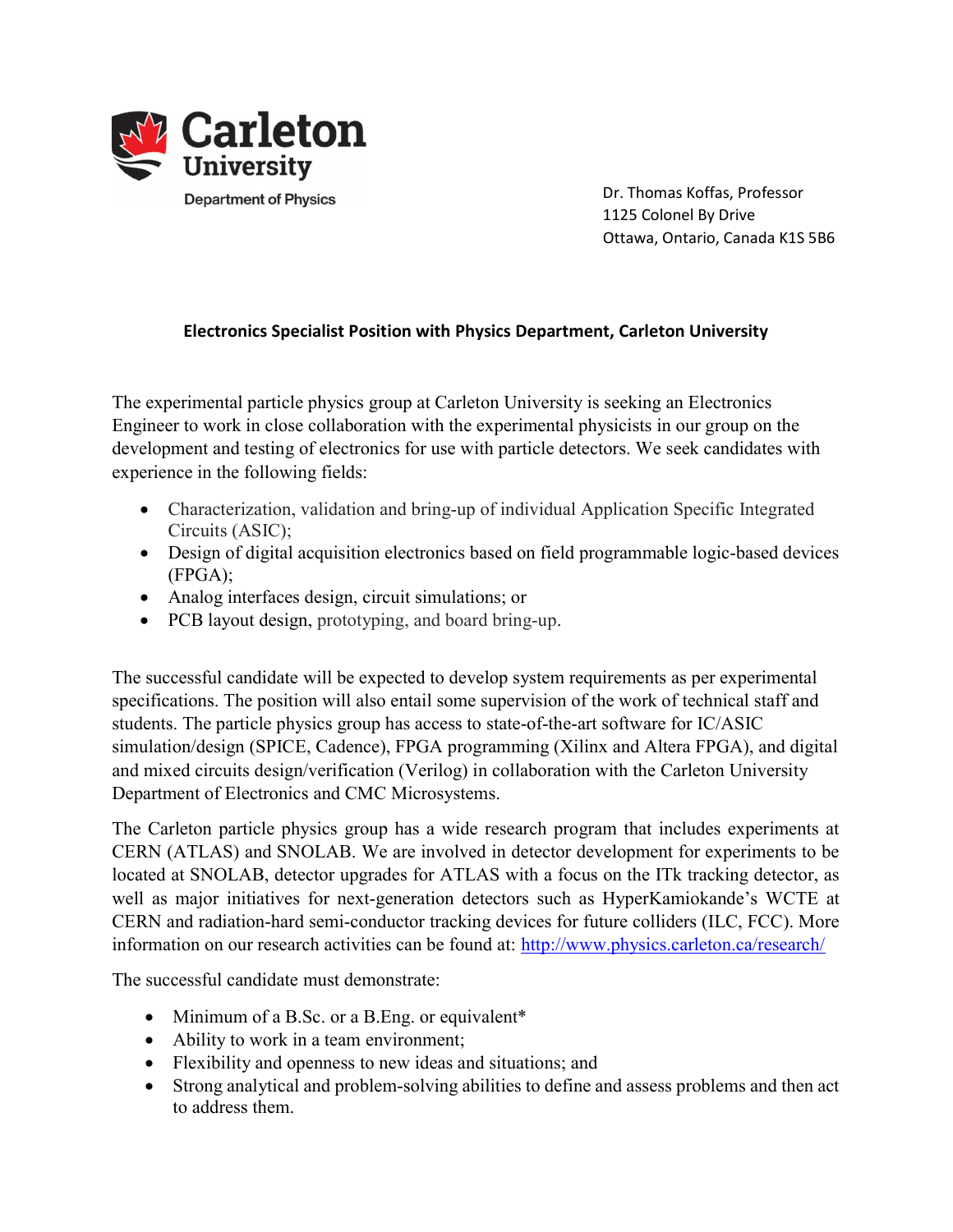Carleton University

Department of Physics

Dr. Thomas Koffas, Professor
1125 Colonel By Drive
Ottawa, Ontario, Canada K1S 5B6

**Electronics Specialist Position with Physics Department, Carleton University**

The experimental particle physics group at Carleton University is seeking an Electronics Engineer to work in close collaboration with the experimental physicists in our group on the development and testing of electronics for use with particle detectors. We seek candidates with experience in the following fields:

- Characterization, validation and bring-up of individual Application Specific Integrated Circuits (ASIC);
- Design of digital acquisition electronics based on field programmable logic-based devices (FPGA);
- Analog interfaces design, circuit simulations; or
- PCB layout design, prototyping, and board bring-up.

The successful candidate will be expected to develop system requirements as per experimental specifications. The position will also entail some supervision of the work of technical staff and students. The particle physics group has access to state-of-the-art software for IC/ASIC simulation/design (SPICE, Cadence), FPGA programming (Xilinx and Altera FPGA), and digital and mixed circuits design/verification (Verilog) in collaboration with the Carleton University Department of Electronics and CMC Microsystems.

The Carleton particle physics group has a wide research program that includes experiments at CERN (ATLAS) and SNOLAB. We are involved in detector development for experiments to be located at SNOLAB, detector upgrades for ATLAS with a focus on the ITk tracking detector, as well as major initiatives for next-generation detectors such as HyperKamiokande's WCTE at CERN and radiation-hard semi-conductor tracking devices for future colliders (ILC, FCC). More information on our research activities can be found at: http://www.physics.carleton.ca/research/

The successful candidate must demonstrate:

- Minimum of a B.Sc. or a B.Eng. or equivalent*
- Ability to work in a team environment;
- Flexibility and openness to new ideas and situations; and
- Strong analytical and problem-solving abilities to define and assess problems and then act to address them.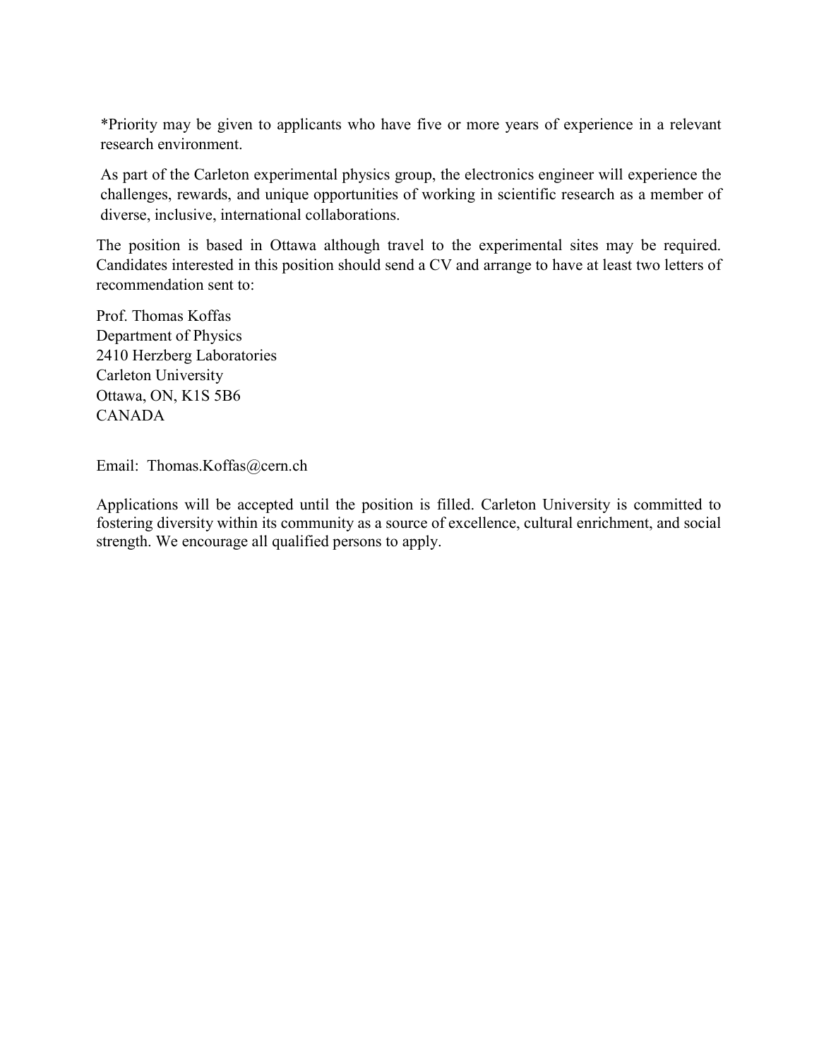*Priority may be given to applicants who have five or more years of experience in a relevant research environment.

As part of the Carleton experimental physics group, the electronics engineer will experience the challenges, rewards, and unique opportunities of working in scientific research as a member of diverse, inclusive, international collaborations.

The position is based in Ottawa although travel to the experimental sites may be required. Candidates interested in this position should send a CV and arrange to have at least two letters of recommendation sent to:

Prof. Thomas Koffas
Department of Physics
2410 Herzberg Laboratories
Carleton University
Ottawa, ON, K1S 5B6
CANADA

Email: Thomas.Koffas@cern.ch

Applications will be accepted until the position is filled. Carleton University is committed to fostering diversity within its community as a source of excellence, cultural enrichment, and social strength. We encourage all qualified persons to apply.